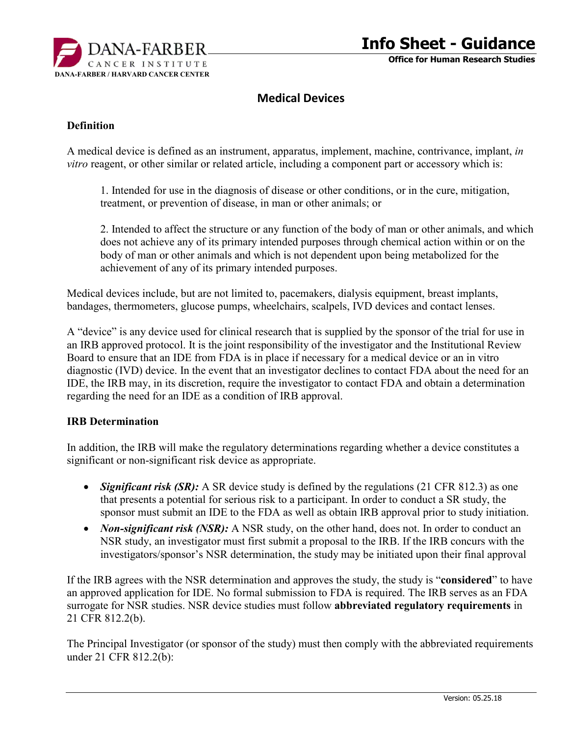# Info Sheet - Guidance

**Office for Human Research Studies**

## Medical Devices

### Definition

A medical device is defined as an instrument, apparatus, implement, machine, contrivance, implant, *in vitro* reagent, or other similar or related article, including a component part or accessory which is:

1. Intended for use in the diagnosis of disease or other conditions, or in the cure, mitigation, treatment, or prevention of disease, in man or other animals; or

2. Intended to affect the structure or any function of the body of man or other animals, and which does not achieve any of its primary intended purposes through chemical action within or on the body of man or other animals and which is not dependent upon being metabolized for the achievement of any of its primary intended purposes.

Medical devices include, but are not limited to, pacemakers, dialysis equipment, breast implants, bandages, thermometers, glucose pumps, wheelchairs, scalpels, IVD devices and contact lenses.

A "device" is any device used for clinical research that is supplied by the sponsor of the trial for use in an IRB approved protocol. It is the joint responsibility of the investigator and the Institutional Review Board to ensure that an IDE from FDA is in place if necessary for a medical device or an in vitro diagnostic (IVD) device. In the event that an investigator declines to contact FDA about the need for an IDE, the IRB may, in its discretion, require the investigator to contact FDA and obtain a determination regarding the need for an IDE as a condition of IRB approval.

### IRB Determination

In addition, the IRB will make the regulatory determinations regarding whether a device constitutes a significant or non-significant risk device as appropriate.

- ***Significant risk (SR):*** A SR device study is defined by the regulations (21 CFR 812.3) as one that presents a potential for serious risk to a participant. In order to conduct a SR study, the sponsor must submit an IDE to the FDA as well as obtain IRB approval prior to study initiation.
- ***Non-significant risk (NSR):*** A NSR study, on the other hand, does not. In order to conduct an NSR study, an investigator must first submit a proposal to the IRB. If the IRB concurs with the investigators/sponsor's NSR determination, the study may be initiated upon their final approval

If the IRB agrees with the NSR determination and approves the study, the study is "**considered**" to have an approved application for IDE. No formal submission to FDA is required. The IRB serves as an FDA surrogate for NSR studies. NSR device studies must follow **abbreviated regulatory requirements** in 21 CFR 812.2(b).

The Principal Investigator (or sponsor of the study) must then comply with the abbreviated requirements under 21 CFR 812.2(b):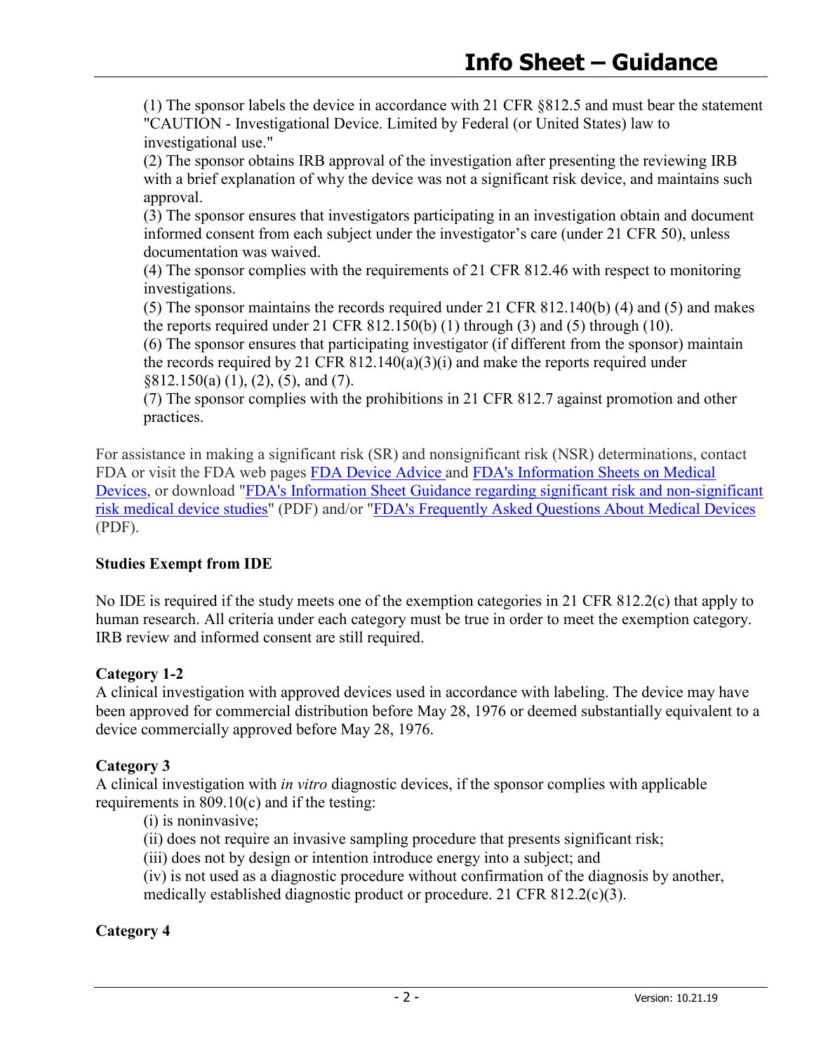(1) The sponsor labels the device in accordance with 21 CFR §812.5 and must bear the statement "CAUTION - Investigational Device. Limited by Federal (or United States) law to investigational use."
(2) The sponsor obtains IRB approval of the investigation after presenting the reviewing IRB with a brief explanation of why the device was not a significant risk device, and maintains such approval.
(3) The sponsor ensures that investigators participating in an investigation obtain and document informed consent from each subject under the investigator's care (under 21 CFR 50), unless documentation was waived.
(4) The sponsor complies with the requirements of 21 CFR 812.46 with respect to monitoring investigations.
(5) The sponsor maintains the records required under 21 CFR 812.140(b) (4) and (5) and makes the reports required under 21 CFR 812.150(b) (1) through (3) and (5) through (10).
(6) The sponsor ensures that participating investigator (if different from the sponsor) maintain the records required by 21 CFR 812.140(a)(3)(i) and make the reports required under §812.150(a) (1), (2), (5), and (7).
(7) The sponsor complies with the prohibitions in 21 CFR 812.7 against promotion and other practices.

For assistance in making a significant risk (SR) and nonsignificant risk (NSR) determinations, contact FDA or visit the FDA web pages FDA Device Advice and FDA's Information Sheets on Medical Devices, or download "FDA's Information Sheet Guidance regarding significant risk and non-significant risk medical device studies" (PDF) and/or "FDA's Frequently Asked Questions About Medical Devices (PDF).

**Studies Exempt from IDE**

No IDE is required if the study meets one of the exemption categories in 21 CFR 812.2(c) that apply to human research. All criteria under each category must be true in order to meet the exemption category. IRB review and informed consent are still required.

**Category 1-2**
A clinical investigation with approved devices used in accordance with labeling. The device may have been approved for commercial distribution before May 28, 1976 or deemed substantially equivalent to a device commercially approved before May 28, 1976.

**Category 3**
A clinical investigation with *in vitro* diagnostic devices, if the sponsor complies with applicable requirements in 809.10(c) and if the testing:

(i) is noninvasive;
(ii) does not require an invasive sampling procedure that presents significant risk;
(iii) does not by design or intention introduce energy into a subject; and
(iv) is not used as a diagnostic procedure without confirmation of the diagnosis by another, medically established diagnostic product or procedure. 21 CFR 812.2(c)(3).

**Category 4**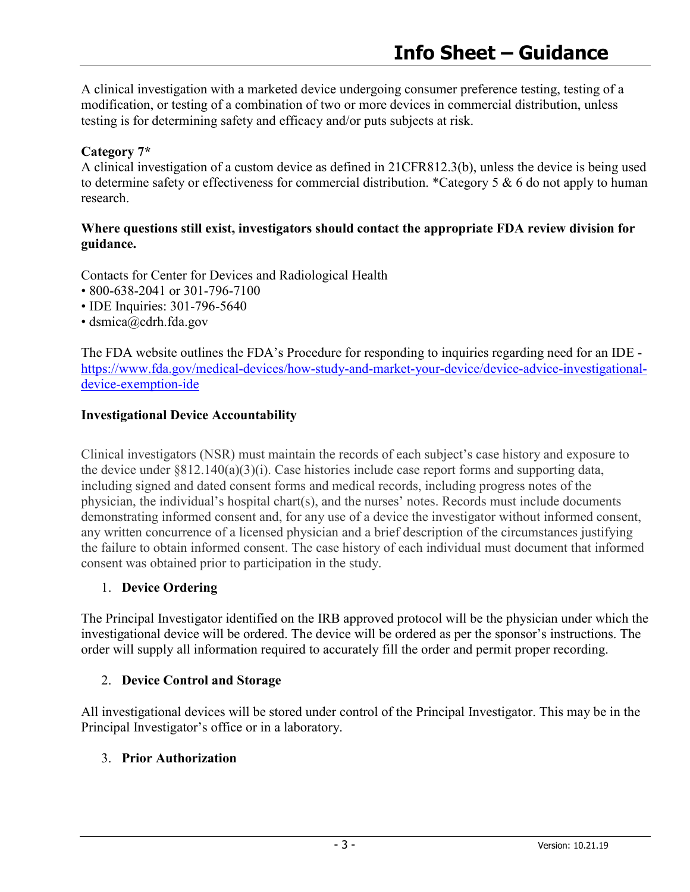A clinical investigation with a marketed device undergoing consumer preference testing, testing of a modification, or testing of a combination of two or more devices in commercial distribution, unless testing is for determining safety and efficacy and/or puts subjects at risk.

**Category 7***
A clinical investigation of a custom device as defined in 21CFR812.3(b), unless the device is being used to determine safety or effectiveness for commercial distribution. *Category 5 & 6 do not apply to human research.

**Where questions still exist, investigators should contact the appropriate FDA review division for guidance.**

Contacts for Center for Devices and Radiological Health

- 800-638-2041 or 301-796-7100
- IDE Inquiries: 301-796-5640
- dsmica@cdrh.fda.gov

The FDA website outlines the FDA's Procedure for responding to inquiries regarding need for an IDE - https://www.fda.gov/medical-devices/how-study-and-market-your-device/device-advice-investigational-device-exemption-ide

**Investigational Device Accountability**

Clinical investigators (NSR) must maintain the records of each subject's case history and exposure to the device under §812.140(a)(3)(i). Case histories include case report forms and supporting data, including signed and dated consent forms and medical records, including progress notes of the physician, the individual's hospital chart(s), and the nurses' notes. Records must include documents demonstrating informed consent and, for any use of a device the investigator without informed consent, any written concurrence of a licensed physician and a brief description of the circumstances justifying the failure to obtain informed consent. The case history of each individual must document that informed consent was obtained prior to participation in the study.

1. **Device Ordering**

The Principal Investigator identified on the IRB approved protocol will be the physician under which the investigational device will be ordered. The device will be ordered as per the sponsor's instructions. The order will supply all information required to accurately fill the order and permit proper recording.

2. **Device Control and Storage**

All investigational devices will be stored under control of the Principal Investigator. This may be in the Principal Investigator's office or in a laboratory.

3. **Prior Authorization**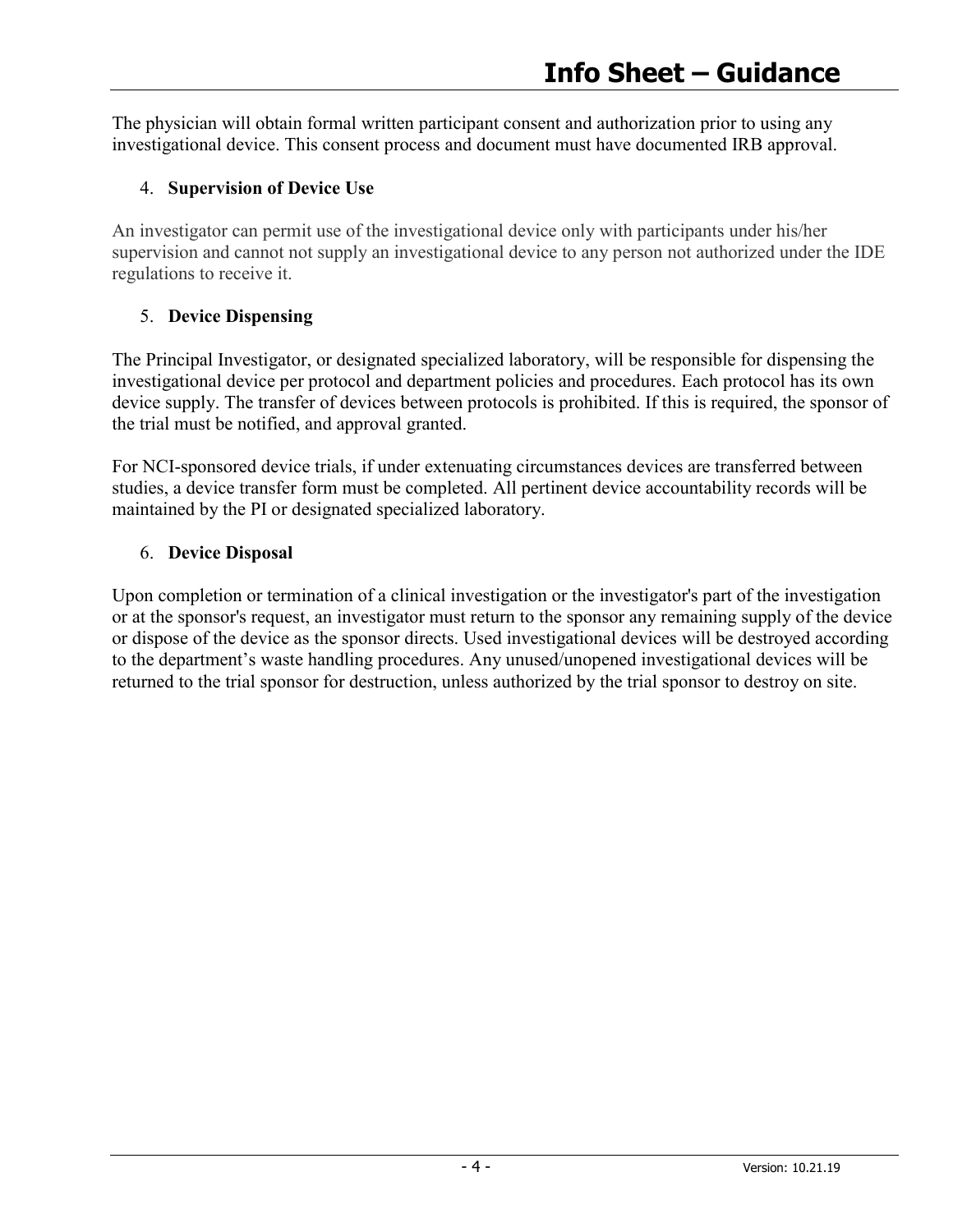The physician will obtain formal written participant consent and authorization prior to using any investigational device. This consent process and document must have documented IRB approval.

4. **Supervision of Device Use**

An investigator can permit use of the investigational device only with participants under his/her supervision and cannot not supply an investigational device to any person not authorized under the IDE regulations to receive it.

5. **Device Dispensing**

The Principal Investigator, or designated specialized laboratory, will be responsible for dispensing the investigational device per protocol and department policies and procedures. Each protocol has its own device supply. The transfer of devices between protocols is prohibited. If this is required, the sponsor of the trial must be notified, and approval granted.

For NCI-sponsored device trials, if under extenuating circumstances devices are transferred between studies, a device transfer form must be completed. All pertinent device accountability records will be maintained by the PI or designated specialized laboratory.

6. **Device Disposal**

Upon completion or termination of a clinical investigation or the investigator's part of the investigation or at the sponsor's request, an investigator must return to the sponsor any remaining supply of the device or dispose of the device as the sponsor directs. Used investigational devices will be destroyed according to the department's waste handling procedures. Any unused/unopened investigational devices will be returned to the trial sponsor for destruction, unless authorized by the trial sponsor to destroy on site.